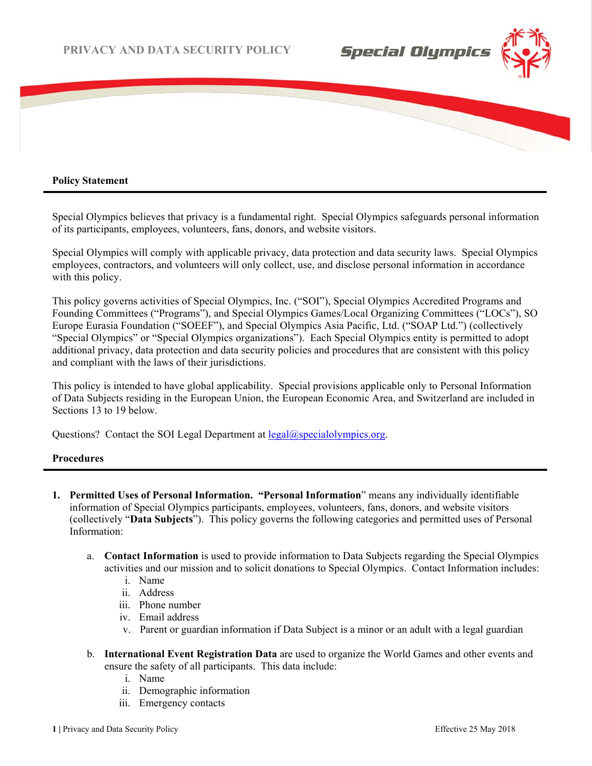# PRIVACY AND DATA SECURITY POLICY

## Policy Statement

Special Olympics believes that privacy is a fundamental right. Special Olympics safeguards personal information of its participants, employees, volunteers, fans, donors, and website visitors.

Special Olympics will comply with applicable privacy, data protection and data security laws. Special Olympics employees, contractors, and volunteers will only collect, use, and disclose personal information in accordance with this policy.

This policy governs activities of Special Olympics, Inc. ("SOI"), Special Olympics Accredited Programs and Founding Committees ("Programs"), and Special Olympics Games/Local Organizing Committees ("LOCs"), SO Europe Eurasia Foundation ("SOEEF"), and Special Olympics Asia Pacific, Ltd. ("SOAP Ltd.") (collectively "Special Olympics" or "Special Olympics organizations"). Each Special Olympics entity is permitted to adopt additional privacy, data protection and data security policies and procedures that are consistent with this policy and compliant with the laws of their jurisdictions.

This policy is intended to have global applicability. Special provisions applicable only to Personal Information of Data Subjects residing in the European Union, the European Economic Area, and Switzerland are included in Sections 13 to 19 below.

Questions? Contact the SOI Legal Department at legal@specialolympics.org.

## Procedures

1. **Permitted Uses of Personal Information. "Personal Information"** means any individually identifiable information of Special Olympics participants, employees, volunteers, fans, donors, and website visitors (collectively "**Data Subjects**"). This policy governs the following categories and permitted uses of Personal Information:

    a. **Contact Information** is used to provide information to Data Subjects regarding the Special Olympics activities and our mission and to solicit donations to Special Olympics. Contact Information includes:
        i. Name
        ii. Address
        iii. Phone number
        iv. Email address
        v. Parent or guardian information if Data Subject is a minor or an adult with a legal guardian

    b. **International Event Registration Data** are used to organize the World Games and other events and ensure the safety of all participants. This data include:
        i. Name
        ii. Demographic information
        iii. Emergency contacts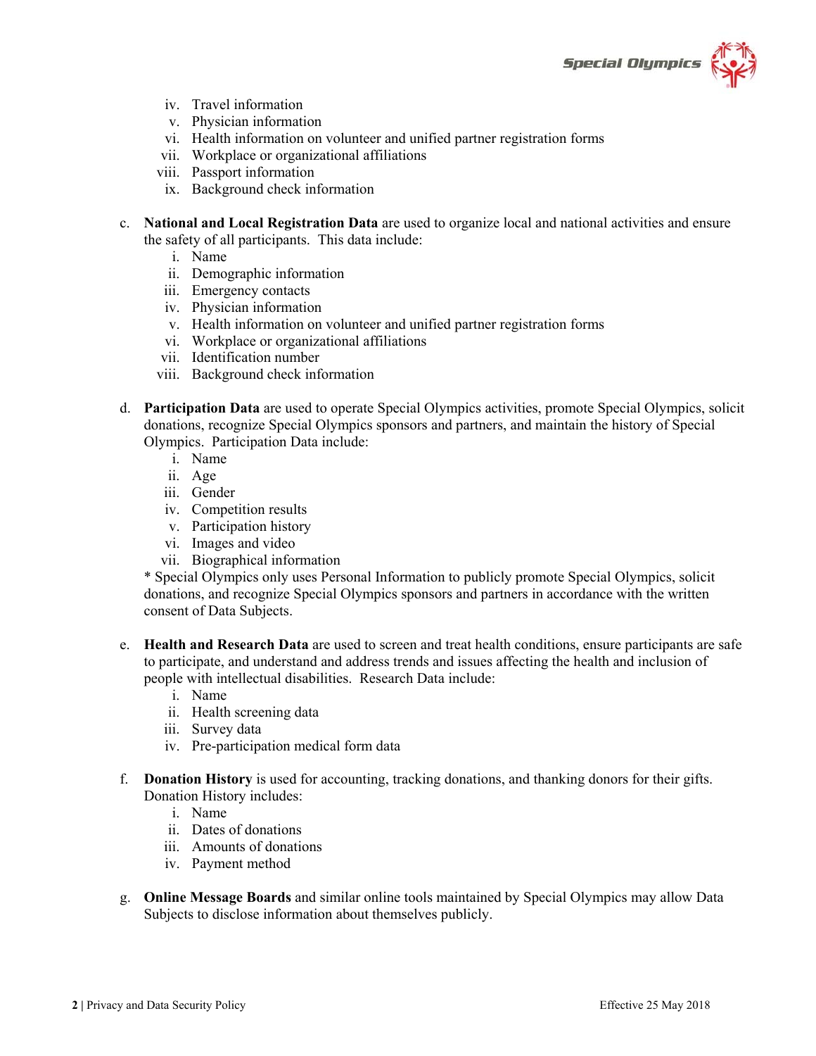iv. Travel information
v. Physician information
vi. Health information on volunteer and unified partner registration forms
vii. Workplace or organizational affiliations
viii. Passport information
ix. Background check information

c. **National and Local Registration Data** are used to organize local and national activities and ensure the safety of all participants. This data include:
   i. Name
   ii. Demographic information
   iii. Emergency contacts
   iv. Physician information
   v. Health information on volunteer and unified partner registration forms
   vi. Workplace or organizational affiliations
   vii. Identification number
   viii. Background check information

d. **Participation Data** are used to operate Special Olympics activities, promote Special Olympics, solicit donations, recognize Special Olympics sponsors and partners, and maintain the history of Special Olympics. Participation Data include:
   i. Name
   ii. Age
   iii. Gender
   iv. Competition results
   v. Participation history
   vi. Images and video
   vii. Biographical information

   * Special Olympics only uses Personal Information to publicly promote Special Olympics, solicit donations, and recognize Special Olympics sponsors and partners in accordance with the written consent of Data Subjects.

e. **Health and Research Data** are used to screen and treat health conditions, ensure participants are safe to participate, and understand and address trends and issues affecting the health and inclusion of people with intellectual disabilities. Research Data include:
   i. Name
   ii. Health screening data
   iii. Survey data
   iv. Pre-participation medical form data

f. **Donation History** is used for accounting, tracking donations, and thanking donors for their gifts. Donation History includes:
   i. Name
   ii. Dates of donations
   iii. Amounts of donations
   iv. Payment method

g. **Online Message Boards** and similar online tools maintained by Special Olympics may allow Data Subjects to disclose information about themselves publicly.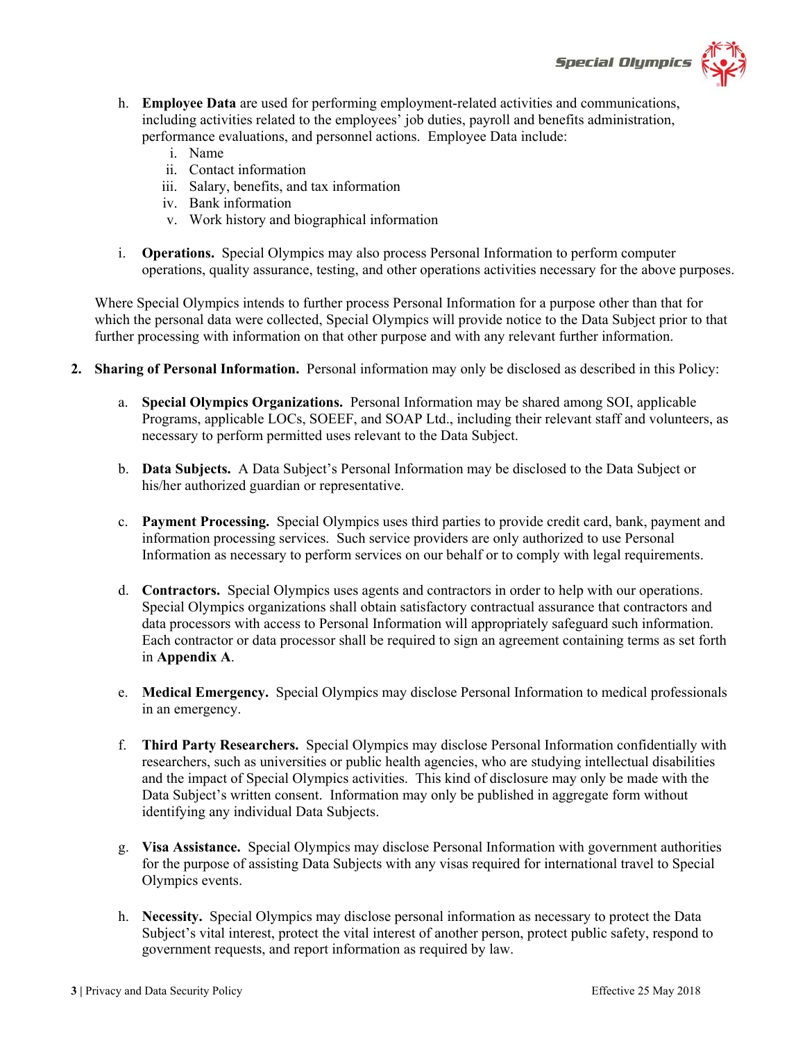h. **Employee Data** are used for performing employment-related activities and communications, including activities related to the employees' job duties, payroll and benefits administration, performance evaluations, and personnel actions. Employee Data include:

   i. Name
   ii. Contact information
   iii. Salary, benefits, and tax information
   iv. Bank information
   v. Work history and biographical information

i. **Operations.** Special Olympics may also process Personal Information to perform computer operations, quality assurance, testing, and other operations activities necessary for the above purposes.

Where Special Olympics intends to further process Personal Information for a purpose other than that for which the personal data were collected, Special Olympics will provide notice to the Data Subject prior to that further processing with information on that other purpose and with any relevant further information.

2. **Sharing of Personal Information.** Personal information may only be disclosed as described in this Policy:

   a. **Special Olympics Organizations.** Personal Information may be shared among SOI, applicable Programs, applicable LOCs, SOEEF, and SOAP Ltd., including their relevant staff and volunteers, as necessary to perform permitted uses relevant to the Data Subject.

   b. **Data Subjects.** A Data Subject's Personal Information may be disclosed to the Data Subject or his/her authorized guardian or representative.

   c. **Payment Processing.** Special Olympics uses third parties to provide credit card, bank, payment and information processing services. Such service providers are only authorized to use Personal Information as necessary to perform services on our behalf or to comply with legal requirements.

   d. **Contractors.** Special Olympics uses agents and contractors in order to help with our operations. Special Olympics organizations shall obtain satisfactory contractual assurance that contractors and data processors with access to Personal Information will appropriately safeguard such information. Each contractor or data processor shall be required to sign an agreement containing terms as set forth in **Appendix A**.

   e. **Medical Emergency.** Special Olympics may disclose Personal Information to medical professionals in an emergency.

   f. **Third Party Researchers.** Special Olympics may disclose Personal Information confidentially with researchers, such as universities or public health agencies, who are studying intellectual disabilities and the impact of Special Olympics activities. This kind of disclosure may only be made with the Data Subject's written consent. Information may only be published in aggregate form without identifying any individual Data Subjects.

   g. **Visa Assistance.** Special Olympics may disclose Personal Information with government authorities for the purpose of assisting Data Subjects with any visas required for international travel to Special Olympics events.

   h. **Necessity.** Special Olympics may disclose personal information as necessary to protect the Data Subject's vital interest, protect the vital interest of another person, protect public safety, respond to government requests, and report information as required by law.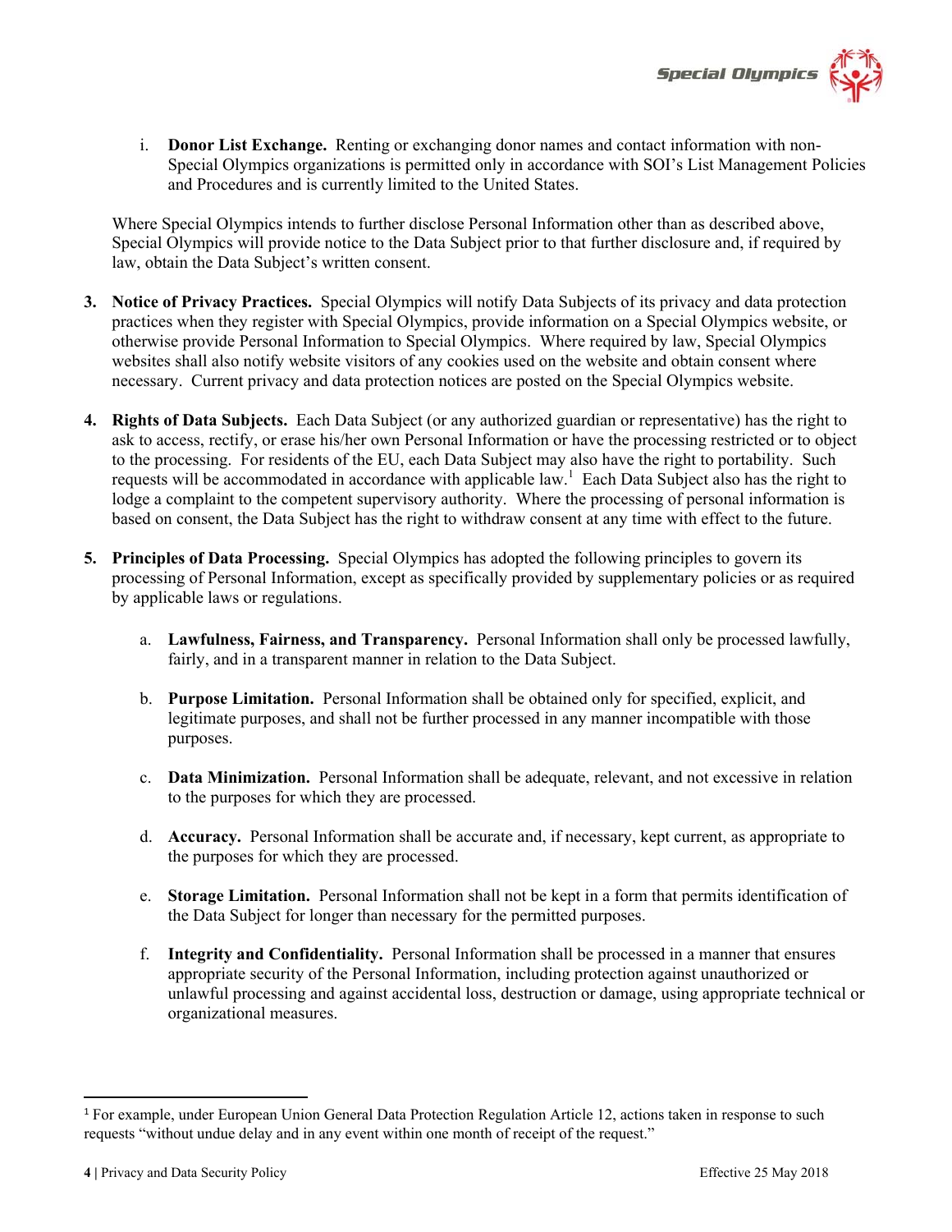i. **Donor List Exchange.** Renting or exchanging donor names and contact information with non-Special Olympics organizations is permitted only in accordance with SOI's List Management Policies and Procedures and is currently limited to the United States.

Where Special Olympics intends to further disclose Personal Information other than as described above, Special Olympics will provide notice to the Data Subject prior to that further disclosure and, if required by law, obtain the Data Subject's written consent.

3. **Notice of Privacy Practices.** Special Olympics will notify Data Subjects of its privacy and data protection practices when they register with Special Olympics, provide information on a Special Olympics website, or otherwise provide Personal Information to Special Olympics. Where required by law, Special Olympics websites shall also notify website visitors of any cookies used on the website and obtain consent where necessary. Current privacy and data protection notices are posted on the Special Olympics website.

4. **Rights of Data Subjects.** Each Data Subject (or any authorized guardian or representative) has the right to ask to access, rectify, or erase his/her own Personal Information or have the processing restricted or to object to the processing. For residents of the EU, each Data Subject may also have the right to portability. Such requests will be accommodated in accordance with applicable law.[1] Each Data Subject also has the right to lodge a complaint to the competent supervisory authority. Where the processing of personal information is based on consent, the Data Subject has the right to withdraw consent at any time with effect to the future.

5. **Principles of Data Processing.** Special Olympics has adopted the following principles to govern its processing of Personal Information, except as specifically provided by supplementary policies or as required by applicable laws or regulations.

   a. **Lawfulness, Fairness, and Transparency.** Personal Information shall only be processed lawfully, fairly, and in a transparent manner in relation to the Data Subject.

   b. **Purpose Limitation.** Personal Information shall be obtained only for specified, explicit, and legitimate purposes, and shall not be further processed in any manner incompatible with those purposes.

   c. **Data Minimization.** Personal Information shall be adequate, relevant, and not excessive in relation to the purposes for which they are processed.

   d. **Accuracy.** Personal Information shall be accurate and, if necessary, kept current, as appropriate to the purposes for which they are processed.

   e. **Storage Limitation.** Personal Information shall not be kept in a form that permits identification of the Data Subject for longer than necessary for the permitted purposes.

   f. **Integrity and Confidentiality.** Personal Information shall be processed in a manner that ensures appropriate security of the Personal Information, including protection against unauthorized or unlawful processing and against accidental loss, destruction or damage, using appropriate technical or organizational measures.

---

[1] For example, under European Union General Data Protection Regulation Article 12, actions taken in response to such requests "without undue delay and in any event within one month of receipt of the request."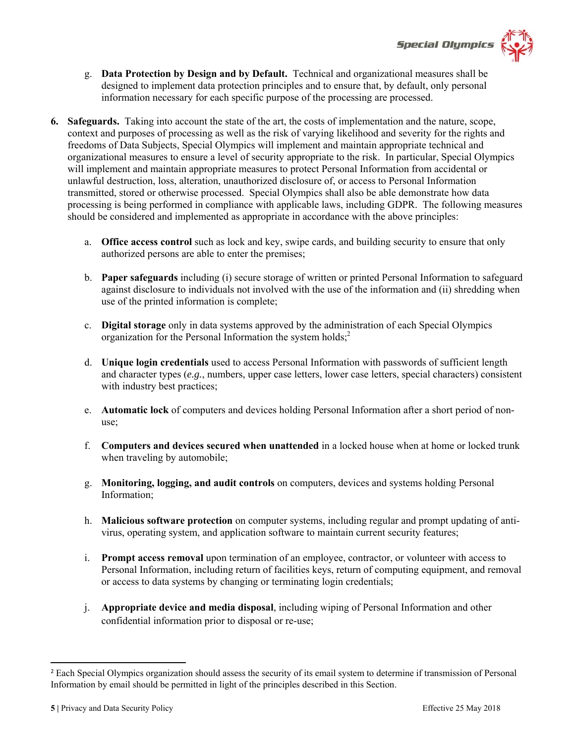g. **Data Protection by Design and by Default.** Technical and organizational measures shall be designed to implement data protection principles and to ensure that, by default, only personal information necessary for each specific purpose of the processing are processed.

6. **Safeguards.** Taking into account the state of the art, the costs of implementation and the nature, scope, context and purposes of processing as well as the risk of varying likelihood and severity for the rights and freedoms of Data Subjects, Special Olympics will implement and maintain appropriate technical and organizational measures to ensure a level of security appropriate to the risk. In particular, Special Olympics will implement and maintain appropriate measures to protect Personal Information from accidental or unlawful destruction, loss, alteration, unauthorized disclosure of, or access to Personal Information transmitted, stored or otherwise processed. Special Olympics shall also be able demonstrate how data processing is being performed in compliance with applicable laws, including GDPR. The following measures should be considered and implemented as appropriate in accordance with the above principles:

   a. **Office access control** such as lock and key, swipe cards, and building security to ensure that only authorized persons are able to enter the premises;

   b. **Paper safeguards** including (i) secure storage of written or printed Personal Information to safeguard against disclosure to individuals not involved with the use of the information and (ii) shredding when use of the printed information is complete;

   c. **Digital storage** only in data systems approved by the administration of each Special Olympics organization for the Personal Information the system holds;[2]

   d. **Unique login credentials** used to access Personal Information with passwords of sufficient length and character types (*e.g.*, numbers, upper case letters, lower case letters, special characters) consistent with industry best practices;

   e. **Automatic lock** of computers and devices holding Personal Information after a short period of non-use;

   f. **Computers and devices secured when unattended** in a locked house when at home or locked trunk when traveling by automobile;

   g. **Monitoring, logging, and audit controls** on computers, devices and systems holding Personal Information;

   h. **Malicious software protection** on computer systems, including regular and prompt updating of anti-virus, operating system, and application software to maintain current security features;

   i. **Prompt access removal** upon termination of an employee, contractor, or volunteer with access to Personal Information, including return of facilities keys, return of computing equipment, and removal or access to data systems by changing or terminating login credentials;

   j. **Appropriate device and media disposal**, including wiping of Personal Information and other confidential information prior to disposal or re-use;

---

[2] Each Special Olympics organization should assess the security of its email system to determine if transmission of Personal Information by email should be permitted in light of the principles described in this Section.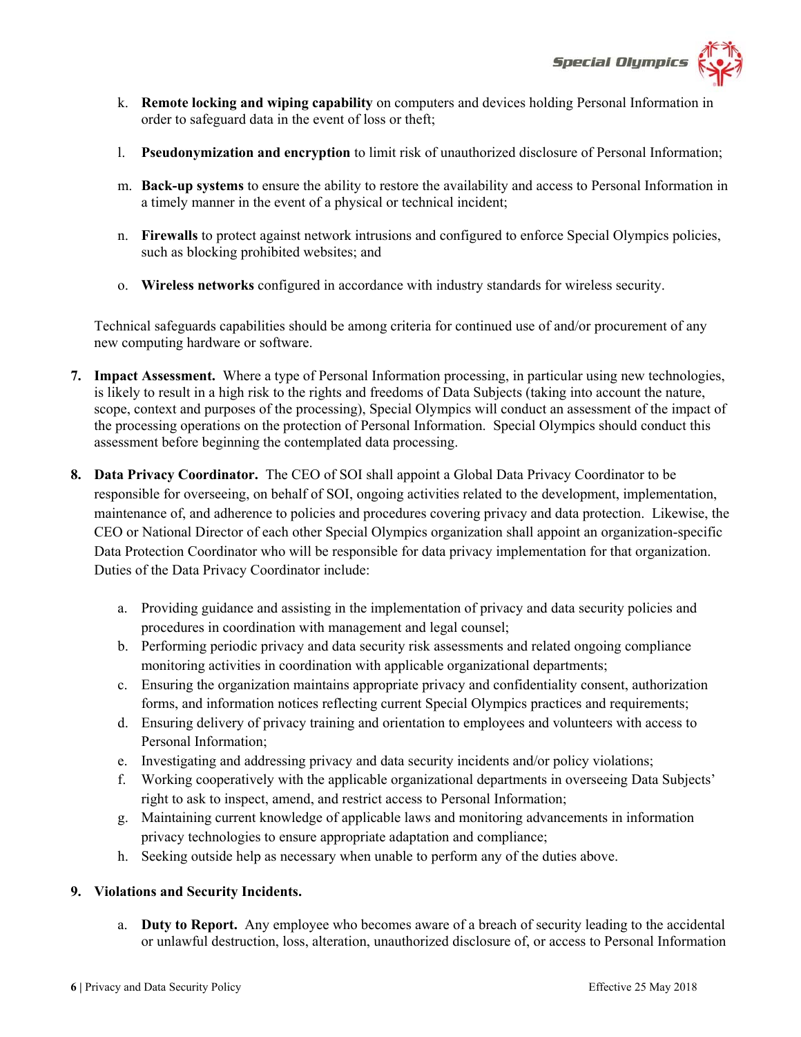k. **Remote locking and wiping capability** on computers and devices holding Personal Information in order to safeguard data in the event of loss or theft;

l. **Pseudonymization and encryption** to limit risk of unauthorized disclosure of Personal Information;

m. **Back-up systems** to ensure the ability to restore the availability and access to Personal Information in a timely manner in the event of a physical or technical incident;

n. **Firewalls** to protect against network intrusions and configured to enforce Special Olympics policies, such as blocking prohibited websites; and

o. **Wireless networks** configured in accordance with industry standards for wireless security.

Technical safeguards capabilities should be among criteria for continued use of and/or procurement of any new computing hardware or software.

7. **Impact Assessment.** Where a type of Personal Information processing, in particular using new technologies, is likely to result in a high risk to the rights and freedoms of Data Subjects (taking into account the nature, scope, context and purposes of the processing), Special Olympics will conduct an assessment of the impact of the processing operations on the protection of Personal Information. Special Olympics should conduct this assessment before beginning the contemplated data processing.

8. **Data Privacy Coordinator.** The CEO of SOI shall appoint a Global Data Privacy Coordinator to be responsible for overseeing, on behalf of SOI, ongoing activities related to the development, implementation, maintenance of, and adherence to policies and procedures covering privacy and data protection. Likewise, the CEO or National Director of each other Special Olympics organization shall appoint an organization-specific Data Protection Coordinator who will be responsible for data privacy implementation for that organization. Duties of the Data Privacy Coordinator include:

   a. Providing guidance and assisting in the implementation of privacy and data security policies and procedures in coordination with management and legal counsel;
   b. Performing periodic privacy and data security risk assessments and related ongoing compliance monitoring activities in coordination with applicable organizational departments;
   c. Ensuring the organization maintains appropriate privacy and confidentiality consent, authorization forms, and information notices reflecting current Special Olympics practices and requirements;
   d. Ensuring delivery of privacy training and orientation to employees and volunteers with access to Personal Information;
   e. Investigating and addressing privacy and data security incidents and/or policy violations;
   f. Working cooperatively with the applicable organizational departments in overseeing Data Subjects' right to ask to inspect, amend, and restrict access to Personal Information;
   g. Maintaining current knowledge of applicable laws and monitoring advancements in information privacy technologies to ensure appropriate adaptation and compliance;
   h. Seeking outside help as necessary when unable to perform any of the duties above.

9. **Violations and Security Incidents.**

   a. **Duty to Report.** Any employee who becomes aware of a breach of security leading to the accidental or unlawful destruction, loss, alteration, unauthorized disclosure of, or access to Personal Information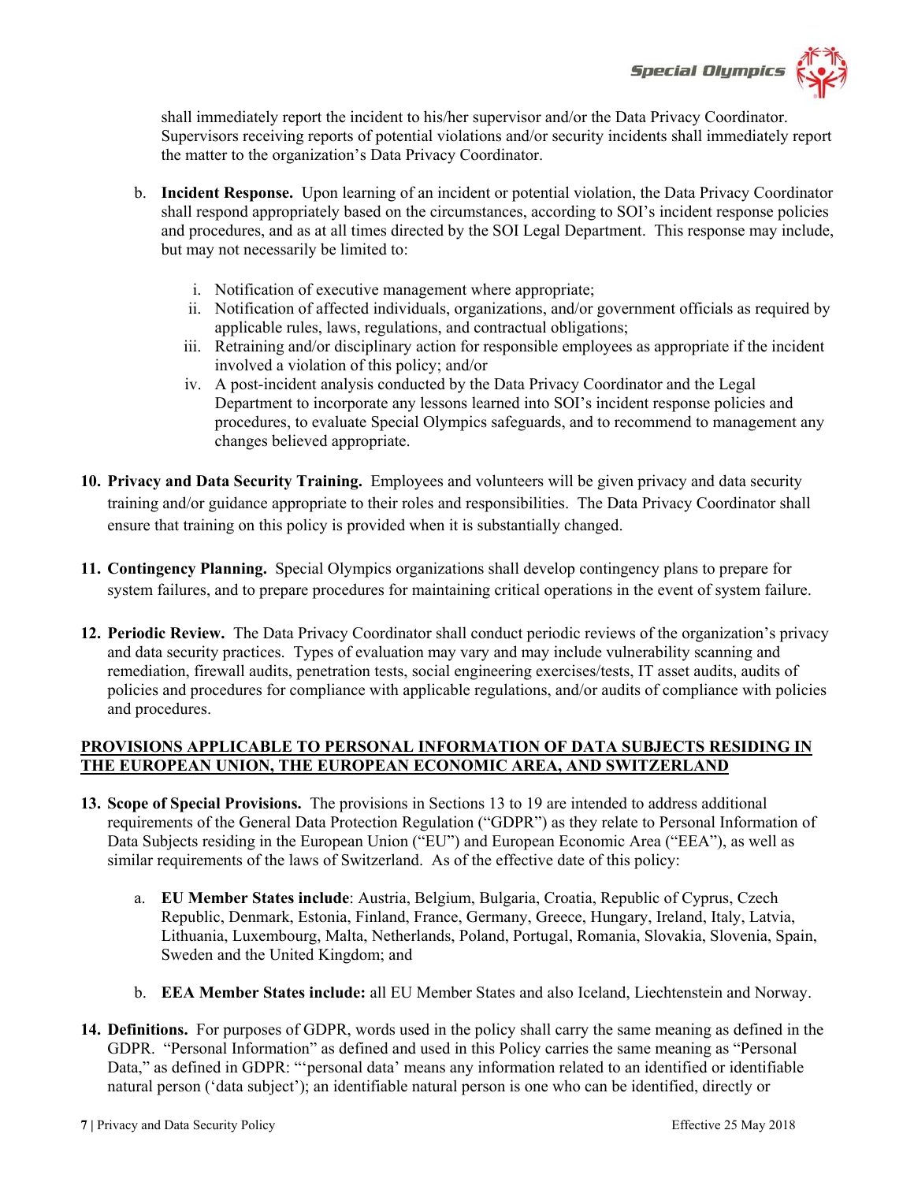shall immediately report the incident to his/her supervisor and/or the Data Privacy Coordinator. Supervisors receiving reports of potential violations and/or security incidents shall immediately report the matter to the organization's Data Privacy Coordinator.

b. **Incident Response.** Upon learning of an incident or potential violation, the Data Privacy Coordinator shall respond appropriately based on the circumstances, according to SOI's incident response policies and procedures, and as at all times directed by the SOI Legal Department. This response may include, but may not necessarily be limited to:

   i. Notification of executive management where appropriate;
   ii. Notification of affected individuals, organizations, and/or government officials as required by applicable rules, laws, regulations, and contractual obligations;
   iii. Retraining and/or disciplinary action for responsible employees as appropriate if the incident involved a violation of this policy; and/or
   iv. A post-incident analysis conducted by the Data Privacy Coordinator and the Legal Department to incorporate any lessons learned into SOI's incident response policies and procedures, to evaluate Special Olympics safeguards, and to recommend to management any changes believed appropriate.

10. **Privacy and Data Security Training.** Employees and volunteers will be given privacy and data security training and/or guidance appropriate to their roles and responsibilities. The Data Privacy Coordinator shall ensure that training on this policy is provided when it is substantially changed.

11. **Contingency Planning.** Special Olympics organizations shall develop contingency plans to prepare for system failures, and to prepare procedures for maintaining critical operations in the event of system failure.

12. **Periodic Review.** The Data Privacy Coordinator shall conduct periodic reviews of the organization's privacy and data security practices. Types of evaluation may vary and may include vulnerability scanning and remediation, firewall audits, penetration tests, social engineering exercises/tests, IT asset audits, audits of policies and procedures for compliance with applicable regulations, and/or audits of compliance with policies and procedures.

## PROVISIONS APPLICABLE TO PERSONAL INFORMATION OF DATA SUBJECTS RESIDING IN THE EUROPEAN UNION, THE EUROPEAN ECONOMIC AREA, AND SWITZERLAND

13. **Scope of Special Provisions.** The provisions in Sections 13 to 19 are intended to address additional requirements of the General Data Protection Regulation ("GDPR") as they relate to Personal Information of Data Subjects residing in the European Union ("EU") and European Economic Area ("EEA"), as well as similar requirements of the laws of Switzerland. As of the effective date of this policy:

    a. **EU Member States include**: Austria, Belgium, Bulgaria, Croatia, Republic of Cyprus, Czech Republic, Denmark, Estonia, Finland, France, Germany, Greece, Hungary, Ireland, Italy, Latvia, Lithuania, Luxembourg, Malta, Netherlands, Poland, Portugal, Romania, Slovakia, Slovenia, Spain, Sweden and the United Kingdom; and

    b. **EEA Member States include:** all EU Member States and also Iceland, Liechtenstein and Norway.

14. **Definitions.** For purposes of GDPR, words used in the policy shall carry the same meaning as defined in the GDPR. "Personal Information" as defined and used in this Policy carries the same meaning as "Personal Data," as defined in GDPR: "'personal data' means any information related to an identified or identifiable natural person ('data subject'); an identifiable natural person is one who can be identified, directly or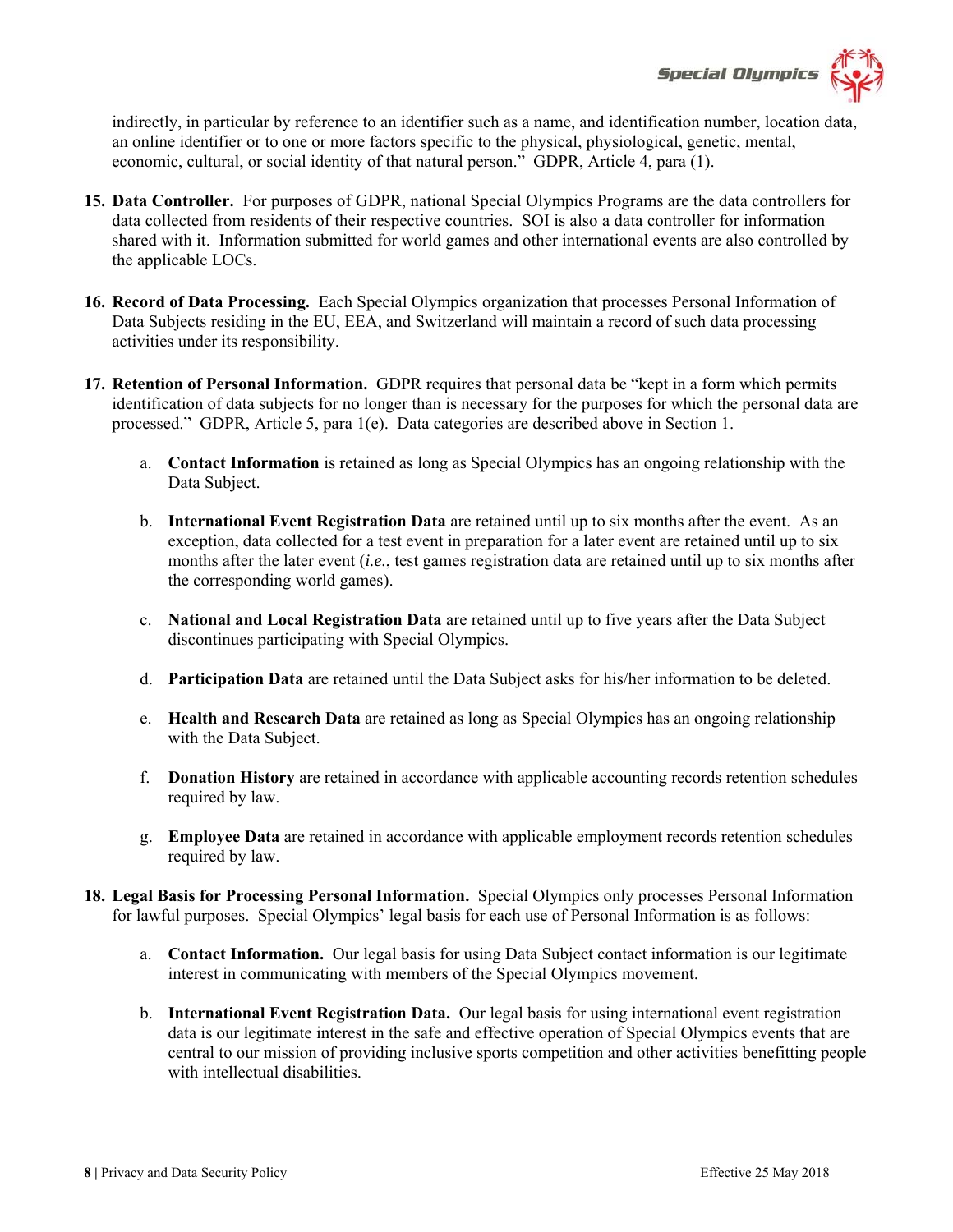indirectly, in particular by reference to an identifier such as a name, and identification number, location data, an online identifier or to one or more factors specific to the physical, physiological, genetic, mental, economic, cultural, or social identity of that natural person." GDPR, Article 4, para (1).

15. **Data Controller.** For purposes of GDPR, national Special Olympics Programs are the data controllers for data collected from residents of their respective countries. SOI is also a data controller for information shared with it. Information submitted for world games and other international events are also controlled by the applicable LOCs.

16. **Record of Data Processing.** Each Special Olympics organization that processes Personal Information of Data Subjects residing in the EU, EEA, and Switzerland will maintain a record of such data processing activities under its responsibility.

17. **Retention of Personal Information.** GDPR requires that personal data be "kept in a form which permits identification of data subjects for no longer than is necessary for the purposes for which the personal data are processed." GDPR, Article 5, para 1(e). Data categories are described above in Section 1.

    a. **Contact Information** is retained as long as Special Olympics has an ongoing relationship with the Data Subject.

    b. **International Event Registration Data** are retained until up to six months after the event. As an exception, data collected for a test event in preparation for a later event are retained until up to six months after the later event (*i.e.*, test games registration data are retained until up to six months after the corresponding world games).

    c. **National and Local Registration Data** are retained until up to five years after the Data Subject discontinues participating with Special Olympics.

    d. **Participation Data** are retained until the Data Subject asks for his/her information to be deleted.

    e. **Health and Research Data** are retained as long as Special Olympics has an ongoing relationship with the Data Subject.

    f. **Donation History** are retained in accordance with applicable accounting records retention schedules required by law.

    g. **Employee Data** are retained in accordance with applicable employment records retention schedules required by law.

18. **Legal Basis for Processing Personal Information.** Special Olympics only processes Personal Information for lawful purposes. Special Olympics' legal basis for each use of Personal Information is as follows:

    a. **Contact Information.** Our legal basis for using Data Subject contact information is our legitimate interest in communicating with members of the Special Olympics movement.

    b. **International Event Registration Data.** Our legal basis for using international event registration data is our legitimate interest in the safe and effective operation of Special Olympics events that are central to our mission of providing inclusive sports competition and other activities benefitting people with intellectual disabilities.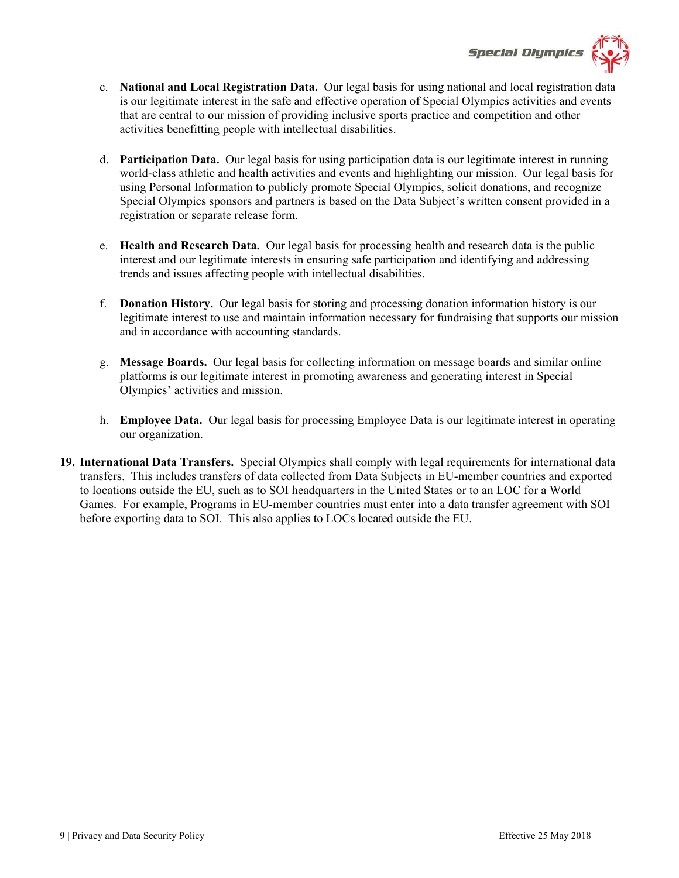c. **National and Local Registration Data.** Our legal basis for using national and local registration data is our legitimate interest in the safe and effective operation of Special Olympics activities and events that are central to our mission of providing inclusive sports practice and competition and other activities benefitting people with intellectual disabilities.

d. **Participation Data.** Our legal basis for using participation data is our legitimate interest in running world-class athletic and health activities and events and highlighting our mission. Our legal basis for using Personal Information to publicly promote Special Olympics, solicit donations, and recognize Special Olympics sponsors and partners is based on the Data Subject's written consent provided in a registration or separate release form.

e. **Health and Research Data.** Our legal basis for processing health and research data is the public interest and our legitimate interests in ensuring safe participation and identifying and addressing trends and issues affecting people with intellectual disabilities.

f. **Donation History.** Our legal basis for storing and processing donation information history is our legitimate interest to use and maintain information necessary for fundraising that supports our mission and in accordance with accounting standards.

g. **Message Boards.** Our legal basis for collecting information on message boards and similar online platforms is our legitimate interest in promoting awareness and generating interest in Special Olympics' activities and mission.

h. **Employee Data.** Our legal basis for processing Employee Data is our legitimate interest in operating our organization.

**19. International Data Transfers.** Special Olympics shall comply with legal requirements for international data transfers. This includes transfers of data collected from Data Subjects in EU-member countries and exported to locations outside the EU, such as to SOI headquarters in the United States or to an LOC for a World Games. For example, Programs in EU-member countries must enter into a data transfer agreement with SOI before exporting data to SOI. This also applies to LOCs located outside the EU.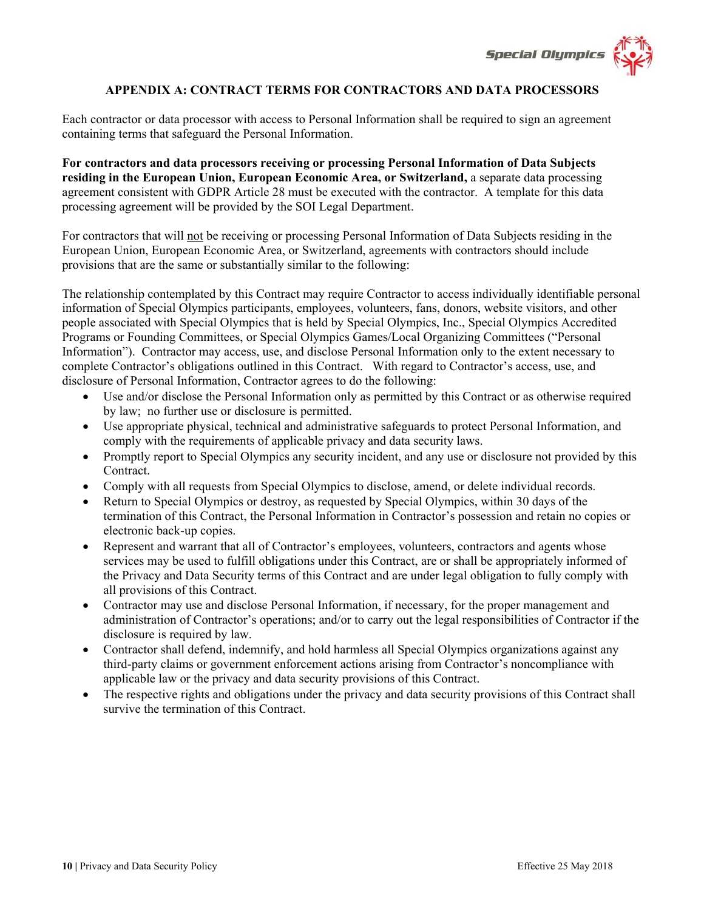## APPENDIX A: CONTRACT TERMS FOR CONTRACTORS AND DATA PROCESSORS

Each contractor or data processor with access to Personal Information shall be required to sign an agreement containing terms that safeguard the Personal Information.

**For contractors and data processors receiving or processing Personal Information of Data Subjects residing in the European Union, European Economic Area, or Switzerland,** a separate data processing agreement consistent with GDPR Article 28 must be executed with the contractor. A template for this data processing agreement will be provided by the SOI Legal Department.

For contractors that will not be receiving or processing Personal Information of Data Subjects residing in the European Union, European Economic Area, or Switzerland, agreements with contractors should include provisions that are the same or substantially similar to the following:

The relationship contemplated by this Contract may require Contractor to access individually identifiable personal information of Special Olympics participants, employees, volunteers, fans, donors, website visitors, and other people associated with Special Olympics that is held by Special Olympics, Inc., Special Olympics Accredited Programs or Founding Committees, or Special Olympics Games/Local Organizing Committees ("Personal Information"). Contractor may access, use, and disclose Personal Information only to the extent necessary to complete Contractor's obligations outlined in this Contract. With regard to Contractor's access, use, and disclosure of Personal Information, Contractor agrees to do the following:

- Use and/or disclose the Personal Information only as permitted by this Contract or as otherwise required by law; no further use or disclosure is permitted.
- Use appropriate physical, technical and administrative safeguards to protect Personal Information, and comply with the requirements of applicable privacy and data security laws.
- Promptly report to Special Olympics any security incident, and any use or disclosure not provided by this Contract.
- Comply with all requests from Special Olympics to disclose, amend, or delete individual records.
- Return to Special Olympics or destroy, as requested by Special Olympics, within 30 days of the termination of this Contract, the Personal Information in Contractor's possession and retain no copies or electronic back-up copies.
- Represent and warrant that all of Contractor's employees, volunteers, contractors and agents whose services may be used to fulfill obligations under this Contract, are or shall be appropriately informed of the Privacy and Data Security terms of this Contract and are under legal obligation to fully comply with all provisions of this Contract.
- Contractor may use and disclose Personal Information, if necessary, for the proper management and administration of Contractor's operations; and/or to carry out the legal responsibilities of Contractor if the disclosure is required by law.
- Contractor shall defend, indemnify, and hold harmless all Special Olympics organizations against any third-party claims or government enforcement actions arising from Contractor's noncompliance with applicable law or the privacy and data security provisions of this Contract.
- The respective rights and obligations under the privacy and data security provisions of this Contract shall survive the termination of this Contract.